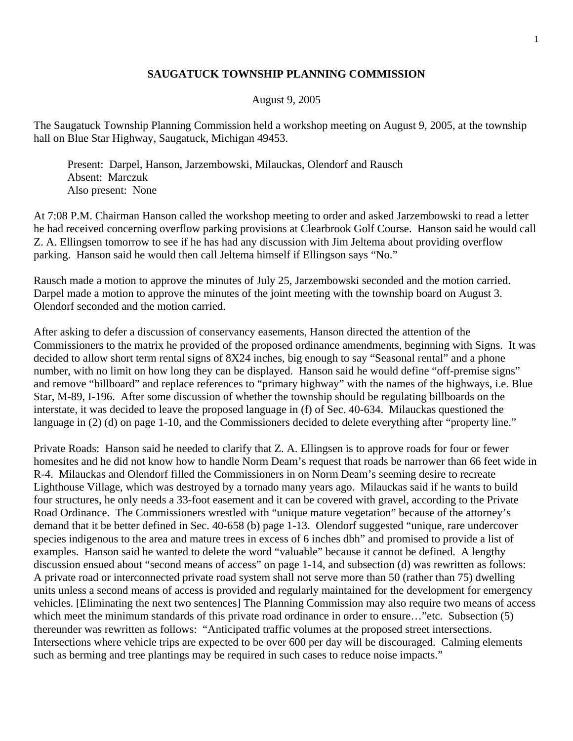# SAUGATUCK TOWNSHIP PLANNING COMMISSION

August 9, 2005

The Saugatuck Township Planning Commission held a workshop meeting on August 9, 2005, at the township hall on Blue Star Highway, Saugatuck, Michigan 49453.

Present: Darpel, Hanson, Jarzembowski, Milauckas, Olendorf and Rausch
Absent: Marczuk
Also present: None

At 7:08 P.M. Chairman Hanson called the workshop meeting to order and asked Jarzembowski to read a letter he had received concerning overflow parking provisions at Clearbrook Golf Course. Hanson said he would call Z. A. Ellingsen tomorrow to see if he has had any discussion with Jim Jeltema about providing overflow parking. Hanson said he would then call Jeltema himself if Ellingson says "No."

Rausch made a motion to approve the minutes of July 25, Jarzembowski seconded and the motion carried. Darpel made a motion to approve the minutes of the joint meeting with the township board on August 3. Olendorf seconded and the motion carried.

After asking to defer a discussion of conservancy easements, Hanson directed the attention of the Commissioners to the matrix he provided of the proposed ordinance amendments, beginning with Signs. It was decided to allow short term rental signs of 8X24 inches, big enough to say "Seasonal rental" and a phone number, with no limit on how long they can be displayed. Hanson said he would define "off-premise signs" and remove "billboard" and replace references to "primary highway" with the names of the highways, i.e. Blue Star, M-89, I-196. After some discussion of whether the township should be regulating billboards on the interstate, it was decided to leave the proposed language in (f) of Sec. 40-634. Milauckas questioned the language in (2) (d) on page 1-10, and the Commissioners decided to delete everything after "property line."

Private Roads: Hanson said he needed to clarify that Z. A. Ellingsen is to approve roads for four or fewer homesites and he did not know how to handle Norm Deam's request that roads be narrower than 66 feet wide in R-4. Milauckas and Olendorf filled the Commissioners in on Norm Deam's seeming desire to recreate Lighthouse Village, which was destroyed by a tornado many years ago. Milauckas said if he wants to build four structures, he only needs a 33-foot easement and it can be covered with gravel, according to the Private Road Ordinance. The Commissioners wrestled with "unique mature vegetation" because of the attorney's demand that it be better defined in Sec. 40-658 (b) page 1-13. Olendorf suggested "unique, rare undercover species indigenous to the area and mature trees in excess of 6 inches dbh" and promised to provide a list of examples. Hanson said he wanted to delete the word "valuable" because it cannot be defined. A lengthy discussion ensued about "second means of access" on page 1-14, and subsection (d) was rewritten as follows: A private road or interconnected private road system shall not serve more than 50 (rather than 75) dwelling units unless a second means of access is provided and regularly maintained for the development for emergency vehicles. [Eliminating the next two sentences] The Planning Commission may also require two means of access which meet the minimum standards of this private road ordinance in order to ensure…"etc. Subsection (5) thereunder was rewritten as follows: "Anticipated traffic volumes at the proposed street intersections. Intersections where vehicle trips are expected to be over 600 per day will be discouraged. Calming elements such as berming and tree plantings may be required in such cases to reduce noise impacts."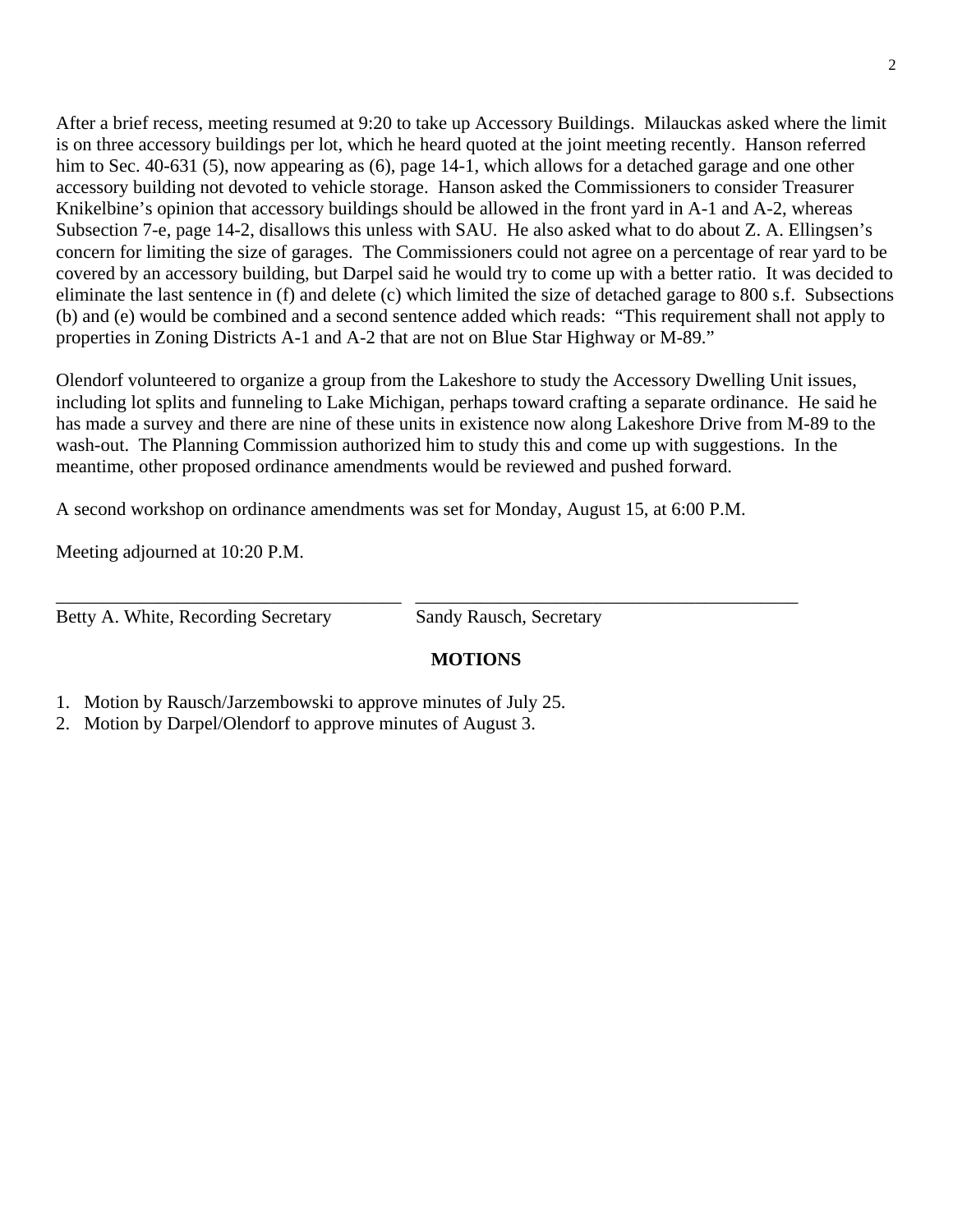After a brief recess, meeting resumed at 9:20 to take up Accessory Buildings. Milauckas asked where the limit is on three accessory buildings per lot, which he heard quoted at the joint meeting recently. Hanson referred him to Sec. 40-631 (5), now appearing as (6), page 14-1, which allows for a detached garage and one other accessory building not devoted to vehicle storage. Hanson asked the Commissioners to consider Treasurer Knikelbine's opinion that accessory buildings should be allowed in the front yard in A-1 and A-2, whereas Subsection 7-e, page 14-2, disallows this unless with SAU. He also asked what to do about Z. A. Ellingsen's concern for limiting the size of garages. The Commissioners could not agree on a percentage of rear yard to be covered by an accessory building, but Darpel said he would try to come up with a better ratio. It was decided to eliminate the last sentence in (f) and delete (c) which limited the size of detached garage to 800 s.f. Subsections (b) and (e) would be combined and a second sentence added which reads: "This requirement shall not apply to properties in Zoning Districts A-1 and A-2 that are not on Blue Star Highway or M-89."

Olendorf volunteered to organize a group from the Lakeshore to study the Accessory Dwelling Unit issues, including lot splits and funneling to Lake Michigan, perhaps toward crafting a separate ordinance. He said he has made a survey and there are nine of these units in existence now along Lakeshore Drive from M-89 to the wash-out. The Planning Commission authorized him to study this and come up with suggestions. In the meantime, other proposed ordinance amendments would be reviewed and pushed forward.

A second workshop on ordinance amendments was set for Monday, August 15, at 6:00 P.M.

Meeting adjourned at 10:20 P.M.

_____________________________________ ___________________________________________

Betty A. White, Recording Secretary Sandy Rausch, Secretary

**MOTIONS**

1. Motion by Rausch/Jarzembowski to approve minutes of July 25.
2. Motion by Darpel/Olendorf to approve minutes of August 3.